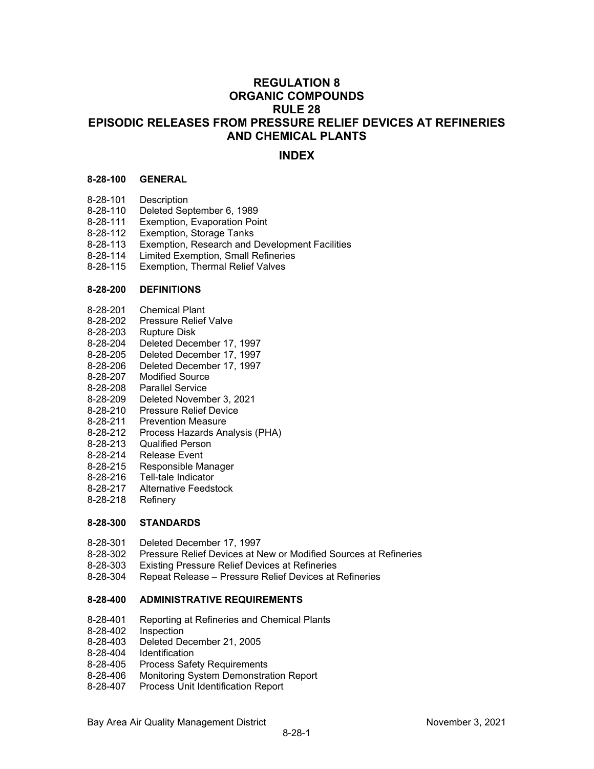# REGULATION 8
# ORGANIC COMPOUNDS
# RULE 28
# EPISODIC RELEASES FROM PRESSURE RELIEF DEVICES AT REFINERIES AND CHEMICAL PLANTS

## INDEX

**8-28-100 GENERAL**

- 8-28-101 Description
- 8-28-110 Deleted September 6, 1989
- 8-28-111 Exemption, Evaporation Point
- 8-28-112 Exemption, Storage Tanks
- 8-28-113 Exemption, Research and Development Facilities
- 8-28-114 Limited Exemption, Small Refineries
- 8-28-115 Exemption, Thermal Relief Valves

**8-28-200 DEFINITIONS**

- 8-28-201 Chemical Plant
- 8-28-202 Pressure Relief Valve
- 8-28-203 Rupture Disk
- 8-28-204 Deleted December 17, 1997
- 8-28-205 Deleted December 17, 1997
- 8-28-206 Deleted December 17, 1997
- 8-28-207 Modified Source
- 8-28-208 Parallel Service
- 8-28-209 Deleted November 3, 2021
- 8-28-210 Pressure Relief Device
- 8-28-211 Prevention Measure
- 8-28-212 Process Hazards Analysis (PHA)
- 8-28-213 Qualified Person
- 8-28-214 Release Event
- 8-28-215 Responsible Manager
- 8-28-216 Tell-tale Indicator
- 8-28-217 Alternative Feedstock
- 8-28-218 Refinery

**8-28-300 STANDARDS**

- 8-28-301 Deleted December 17, 1997
- 8-28-302 Pressure Relief Devices at New or Modified Sources at Refineries
- 8-28-303 Existing Pressure Relief Devices at Refineries
- 8-28-304 Repeat Release – Pressure Relief Devices at Refineries

**8-28-400 ADMINISTRATIVE REQUIREMENTS**

- 8-28-401 Reporting at Refineries and Chemical Plants
- 8-28-402 Inspection
- 8-28-403 Deleted December 21, 2005
- 8-28-404 Identification
- 8-28-405 Process Safety Requirements
- 8-28-406 Monitoring System Demonstration Report
- 8-28-407 Process Unit Identification Report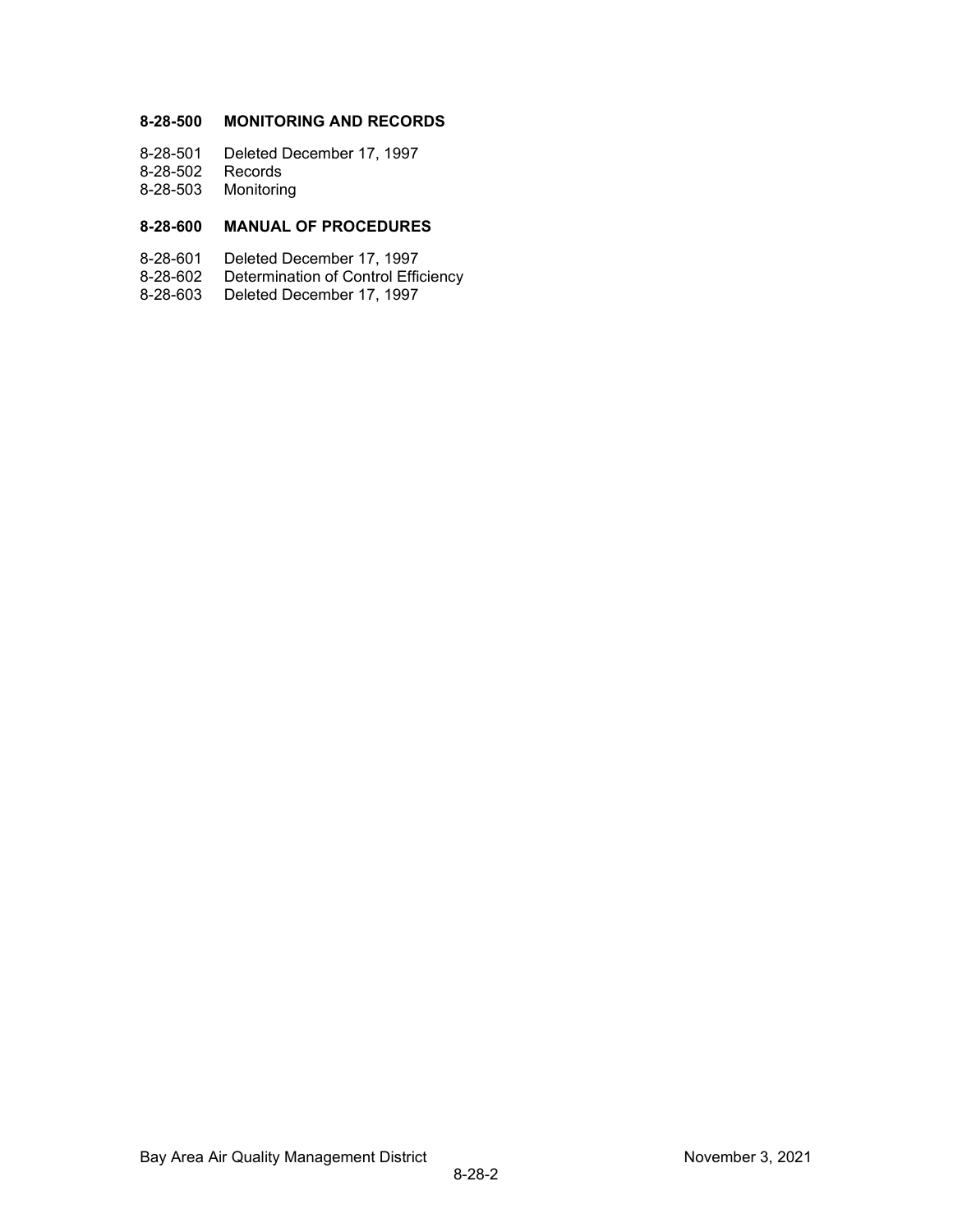**8-28-500 MONITORING AND RECORDS**

8-28-501 Deleted December 17, 1997
8-28-502 Records
8-28-503 Monitoring

**8-28-600 MANUAL OF PROCEDURES**

8-28-601 Deleted December 17, 1997
8-28-602 Determination of Control Efficiency
8-28-603 Deleted December 17, 1997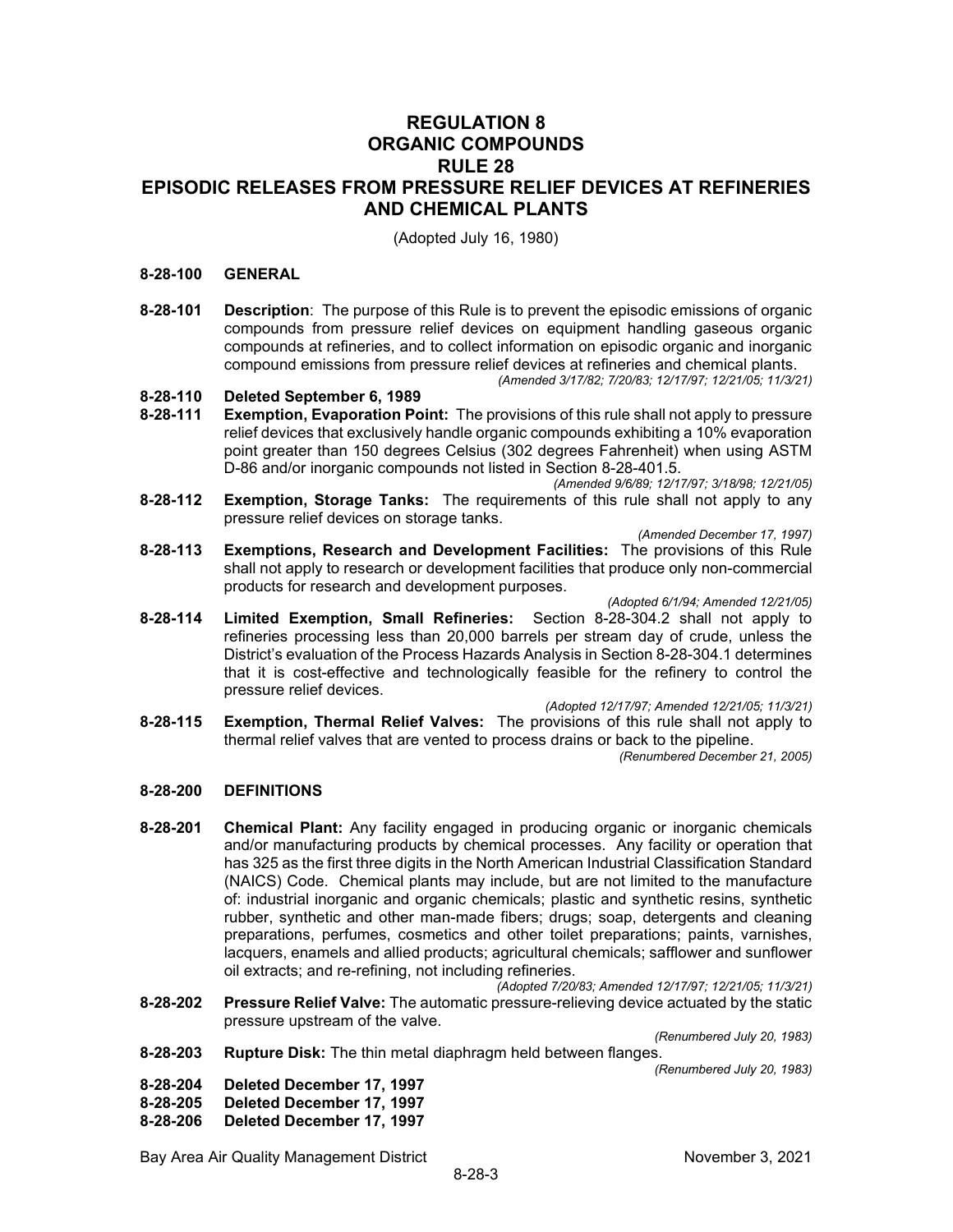# REGULATION 8
# ORGANIC COMPOUNDS
# RULE 28
# EPISODIC RELEASES FROM PRESSURE RELIEF DEVICES AT REFINERIES AND CHEMICAL PLANTS

(Adopted July 16, 1980)

## 8-28-100 GENERAL

**8-28-101 Description**: The purpose of this Rule is to prevent the episodic emissions of organic compounds from pressure relief devices on equipment handling gaseous organic compounds at refineries, and to collect information on episodic organic and inorganic compound emissions from pressure relief devices at refineries and chemical plants.

*(Amended 3/17/82; 7/20/83; 12/17/97; 12/21/05; 11/3/21)*

**8-28-110 Deleted September 6, 1989**

**8-28-111 Exemption, Evaporation Point:** The provisions of this rule shall not apply to pressure relief devices that exclusively handle organic compounds exhibiting a 10% evaporation point greater than 150 degrees Celsius (302 degrees Fahrenheit) when using ASTM D-86 and/or inorganic compounds not listed in Section 8-28-401.5.

*(Amended 9/6/89; 12/17/97; 3/18/98; 12/21/05)*

**8-28-112 Exemption, Storage Tanks:** The requirements of this rule shall not apply to any pressure relief devices on storage tanks.

*(Amended December 17, 1997)*

**8-28-113 Exemptions, Research and Development Facilities:** The provisions of this Rule shall not apply to research or development facilities that produce only non-commercial products for research and development purposes.

*(Adopted 6/1/94; Amended 12/21/05)*

**8-28-114 Limited Exemption, Small Refineries:** Section 8-28-304.2 shall not apply to refineries processing less than 20,000 barrels per stream day of crude, unless the District's evaluation of the Process Hazards Analysis in Section 8-28-304.1 determines that it is cost-effective and technologically feasible for the refinery to control the pressure relief devices.

*(Adopted 12/17/97; Amended 12/21/05; 11/3/21)*

**8-28-115 Exemption, Thermal Relief Valves:** The provisions of this rule shall not apply to thermal relief valves that are vented to process drains or back to the pipeline.

*(Renumbered December 21, 2005)*

## 8-28-200 DEFINITIONS

**8-28-201 Chemical Plant:** Any facility engaged in producing organic or inorganic chemicals and/or manufacturing products by chemical processes. Any facility or operation that has 325 as the first three digits in the North American Industrial Classification Standard (NAICS) Code. Chemical plants may include, but are not limited to the manufacture of: industrial inorganic and organic chemicals; plastic and synthetic resins, synthetic rubber, synthetic and other man-made fibers; drugs; soap, detergents and cleaning preparations, perfumes, cosmetics and other toilet preparations; paints, varnishes, lacquers, enamels and allied products; agricultural chemicals; safflower and sunflower oil extracts; and re-refining, not including refineries.

*(Adopted 7/20/83; Amended 12/17/97; 12/21/05; 11/3/21)*

**8-28-202 Pressure Relief Valve:** The automatic pressure-relieving device actuated by the static pressure upstream of the valve.

*(Renumbered July 20, 1983)*

**8-28-203 Rupture Disk:** The thin metal diaphragm held between flanges.

*(Renumbered July 20, 1983)*

**8-28-204 Deleted December 17, 1997**

**8-28-205 Deleted December 17, 1997**

**8-28-206 Deleted December 17, 1997**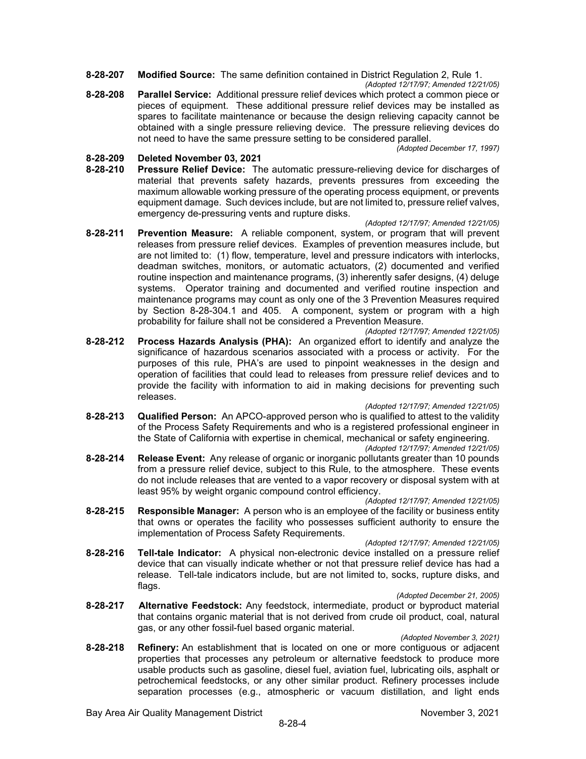**8-28-207 Modified Source:** The same definition contained in District Regulation 2, Rule 1.

*(Adopted 12/17/97; Amended 12/21/05)*

**8-28-208 Parallel Service:** Additional pressure relief devices which protect a common piece or pieces of equipment. These additional pressure relief devices may be installed as spares to facilitate maintenance or because the design relieving capacity cannot be obtained with a single pressure relieving device. The pressure relieving devices do not need to have the same pressure setting to be considered parallel.

*(Adopted December 17, 1997)*

**8-28-209 Deleted November 03, 2021**

**8-28-210 Pressure Relief Device:** The automatic pressure-relieving device for discharges of material that prevents safety hazards, prevents pressures from exceeding the maximum allowable working pressure of the operating process equipment, or prevents equipment damage. Such devices include, but are not limited to, pressure relief valves, emergency de-pressuring vents and rupture disks.

*(Adopted 12/17/97; Amended 12/21/05)*

**8-28-211 Prevention Measure:** A reliable component, system, or program that will prevent releases from pressure relief devices. Examples of prevention measures include, but are not limited to: (1) flow, temperature, level and pressure indicators with interlocks, deadman switches, monitors, or automatic actuators, (2) documented and verified routine inspection and maintenance programs, (3) inherently safer designs, (4) deluge systems. Operator training and documented and verified routine inspection and maintenance programs may count as only one of the 3 Prevention Measures required by Section 8-28-304.1 and 405. A component, system or program with a high probability for failure shall not be considered a Prevention Measure.

*(Adopted 12/17/97; Amended 12/21/05)*

**8-28-212 Process Hazards Analysis (PHA):** An organized effort to identify and analyze the significance of hazardous scenarios associated with a process or activity. For the purposes of this rule, PHA's are used to pinpoint weaknesses in the design and operation of facilities that could lead to releases from pressure relief devices and to provide the facility with information to aid in making decisions for preventing such releases.

*(Adopted 12/17/97; Amended 12/21/05)*

**8-28-213 Qualified Person:** An APCO-approved person who is qualified to attest to the validity of the Process Safety Requirements and who is a registered professional engineer in the State of California with expertise in chemical, mechanical or safety engineering.

*(Adopted 12/17/97; Amended 12/21/05)*

**8-28-214 Release Event:** Any release of organic or inorganic pollutants greater than 10 pounds from a pressure relief device, subject to this Rule, to the atmosphere. These events do not include releases that are vented to a vapor recovery or disposal system with at least 95% by weight organic compound control efficiency.

*(Adopted 12/17/97; Amended 12/21/05)*

**8-28-215 Responsible Manager:** A person who is an employee of the facility or business entity that owns or operates the facility who possesses sufficient authority to ensure the implementation of Process Safety Requirements.

*(Adopted 12/17/97; Amended 12/21/05)*

**8-28-216 Tell-tale Indicator:** A physical non-electronic device installed on a pressure relief device that can visually indicate whether or not that pressure relief device has had a release. Tell-tale indicators include, but are not limited to, socks, rupture disks, and flags.

*(Adopted December 21, 2005)*

**8-28-217 Alternative Feedstock:** Any feedstock, intermediate, product or byproduct material that contains organic material that is not derived from crude oil product, coal, natural gas, or any other fossil-fuel based organic material.

*(Adopted November 3, 2021)*

**8-28-218 Refinery:** An establishment that is located on one or more contiguous or adjacent properties that processes any petroleum or alternative feedstock to produce more usable products such as gasoline, diesel fuel, aviation fuel, lubricating oils, asphalt or petrochemical feedstocks, or any other similar product. Refinery processes include separation processes (e.g., atmospheric or vacuum distillation, and light ends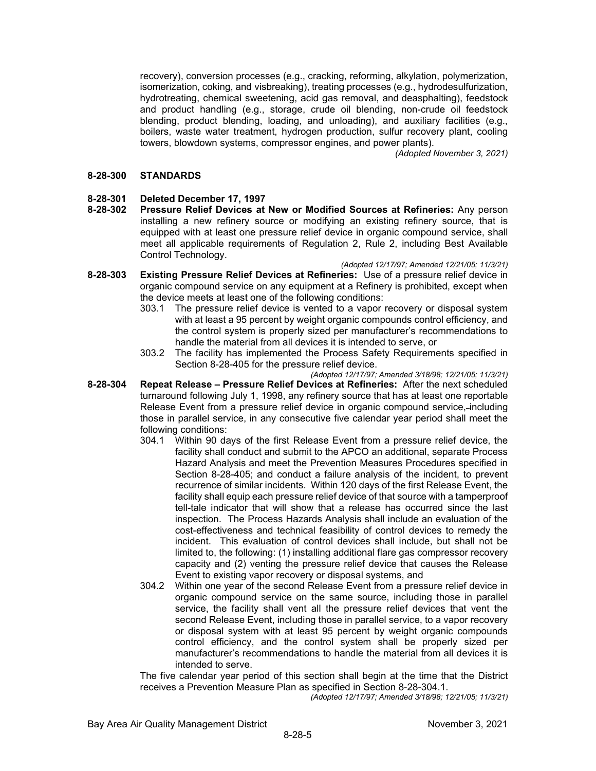recovery), conversion processes (e.g., cracking, reforming, alkylation, polymerization, isomerization, coking, and visbreaking), treating processes (e.g., hydrodesulfurization, hydrotreating, chemical sweetening, acid gas removal, and deasphalting), feedstock and product handling (e.g., storage, crude oil blending, non-crude oil feedstock blending, product blending, loading, and unloading), and auxiliary facilities (e.g., boilers, waste water treatment, hydrogen production, sulfur recovery plant, cooling towers, blowdown systems, compressor engines, and power plants).

*(Adopted November 3, 2021)*

## 8-28-300 STANDARDS

**8-28-301 Deleted December 17, 1997**

**8-28-302 Pressure Relief Devices at New or Modified Sources at Refineries:** Any person installing a new refinery source or modifying an existing refinery source, that is equipped with at least one pressure relief device in organic compound service, shall meet all applicable requirements of Regulation 2, Rule 2, including Best Available Control Technology.

*(Adopted 12/17/97; Amended 12/21/05; 11/3/21)*

**8-28-303 Existing Pressure Relief Devices at Refineries:** Use of a pressure relief device in organic compound service on any equipment at a Refinery is prohibited, except when the device meets at least one of the following conditions:

303.1 The pressure relief device is vented to a vapor recovery or disposal system with at least a 95 percent by weight organic compounds control efficiency, and the control system is properly sized per manufacturer's recommendations to handle the material from all devices it is intended to serve, or

303.2 The facility has implemented the Process Safety Requirements specified in Section 8-28-405 for the pressure relief device.

*(Adopted 12/17/97; Amended 3/18/98; 12/21/05; 11/3/21)*

**8-28-304 Repeat Release – Pressure Relief Devices at Refineries:** After the next scheduled turnaround following July 1, 1998, any refinery source that has at least one reportable Release Event from a pressure relief device in organic compound service, including those in parallel service, in any consecutive five calendar year period shall meet the following conditions:

304.1 Within 90 days of the first Release Event from a pressure relief device, the facility shall conduct and submit to the APCO an additional, separate Process Hazard Analysis and meet the Prevention Measures Procedures specified in Section 8-28-405; and conduct a failure analysis of the incident, to prevent recurrence of similar incidents. Within 120 days of the first Release Event, the facility shall equip each pressure relief device of that source with a tamperproof tell-tale indicator that will show that a release has occurred since the last inspection. The Process Hazards Analysis shall include an evaluation of the cost-effectiveness and technical feasibility of control devices to remedy the incident. This evaluation of control devices shall include, but shall not be limited to, the following: (1) installing additional flare gas compressor recovery capacity and (2) venting the pressure relief device that causes the Release Event to existing vapor recovery or disposal systems, and

304.2 Within one year of the second Release Event from a pressure relief device in organic compound service on the same source, including those in parallel service, the facility shall vent all the pressure relief devices that vent the second Release Event, including those in parallel service, to a vapor recovery or disposal system with at least 95 percent by weight organic compounds control efficiency, and the control system shall be properly sized per manufacturer's recommendations to handle the material from all devices it is intended to serve.

The five calendar year period of this section shall begin at the time that the District receives a Prevention Measure Plan as specified in Section 8-28-304.1.

*(Adopted 12/17/97; Amended 3/18/98; 12/21/05; 11/3/21)*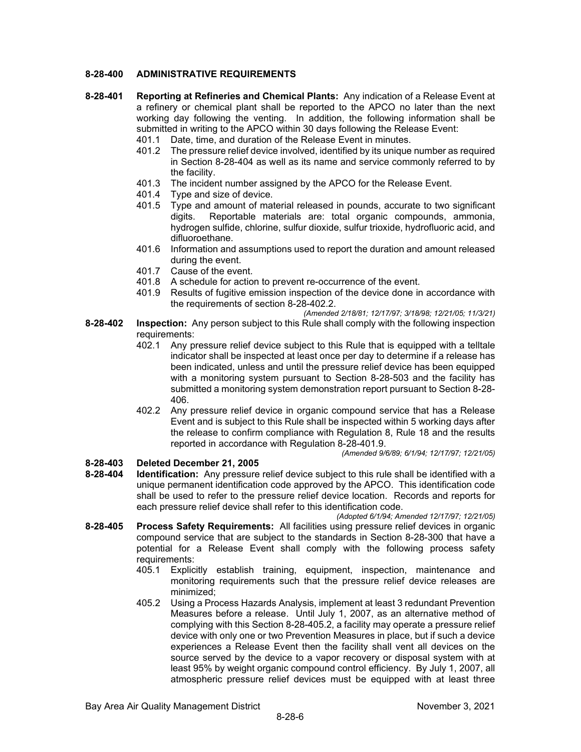## 8-28-400 ADMINISTRATIVE REQUIREMENTS

**8-28-401 Reporting at Refineries and Chemical Plants:** Any indication of a Release Event at a refinery or chemical plant shall be reported to the APCO no later than the next working day following the venting. In addition, the following information shall be submitted in writing to the APCO within 30 days following the Release Event:

- 401.1 Date, time, and duration of the Release Event in minutes.
- 401.2 The pressure relief device involved, identified by its unique number as required in Section 8-28-404 as well as its name and service commonly referred to by the facility.
- 401.3 The incident number assigned by the APCO for the Release Event.
- 401.4 Type and size of device.
- 401.5 Type and amount of material released in pounds, accurate to two significant digits. Reportable materials are: total organic compounds, ammonia, hydrogen sulfide, chlorine, sulfur dioxide, sulfur trioxide, hydrofluoric acid, and difluoroethane.
- 401.6 Information and assumptions used to report the duration and amount released during the event.
- 401.7 Cause of the event.
- 401.8 A schedule for action to prevent re-occurrence of the event.
- 401.9 Results of fugitive emission inspection of the device done in accordance with the requirements of section 8-28-402.2.

*(Amended 2/18/81; 12/17/97; 3/18/98; 12/21/05; 11/3/21)*

**8-28-402 Inspection:** Any person subject to this Rule shall comply with the following inspection requirements:

- 402.1 Any pressure relief device subject to this Rule that is equipped with a telltale indicator shall be inspected at least once per day to determine if a release has been indicated, unless and until the pressure relief device has been equipped with a monitoring system pursuant to Section 8-28-503 and the facility has submitted a monitoring system demonstration report pursuant to Section 8-28-406.
- 402.2 Any pressure relief device in organic compound service that has a Release Event and is subject to this Rule shall be inspected within 5 working days after the release to confirm compliance with Regulation 8, Rule 18 and the results reported in accordance with Regulation 8-28-401.9.

*(Amended 9/6/89; 6/1/94; 12/17/97; 12/21/05)*

**8-28-403 Deleted December 21, 2005**

**8-28-404 Identification:** Any pressure relief device subject to this rule shall be identified with a unique permanent identification code approved by the APCO. This identification code shall be used to refer to the pressure relief device location. Records and reports for each pressure relief device shall refer to this identification code.

*(Adopted 6/1/94; Amended 12/17/97; 12/21/05)*

**8-28-405 Process Safety Requirements:** All facilities using pressure relief devices in organic compound service that are subject to the standards in Section 8-28-300 that have a potential for a Release Event shall comply with the following process safety requirements:

- 405.1 Explicitly establish training, equipment, inspection, maintenance and monitoring requirements such that the pressure relief device releases are minimized;
- 405.2 Using a Process Hazards Analysis, implement at least 3 redundant Prevention Measures before a release. Until July 1, 2007, as an alternative method of complying with this Section 8-28-405.2, a facility may operate a pressure relief device with only one or two Prevention Measures in place, but if such a device experiences a Release Event then the facility shall vent all devices on the source served by the device to a vapor recovery or disposal system with at least 95% by weight organic compound control efficiency. By July 1, 2007, all atmospheric pressure relief devices must be equipped with at least three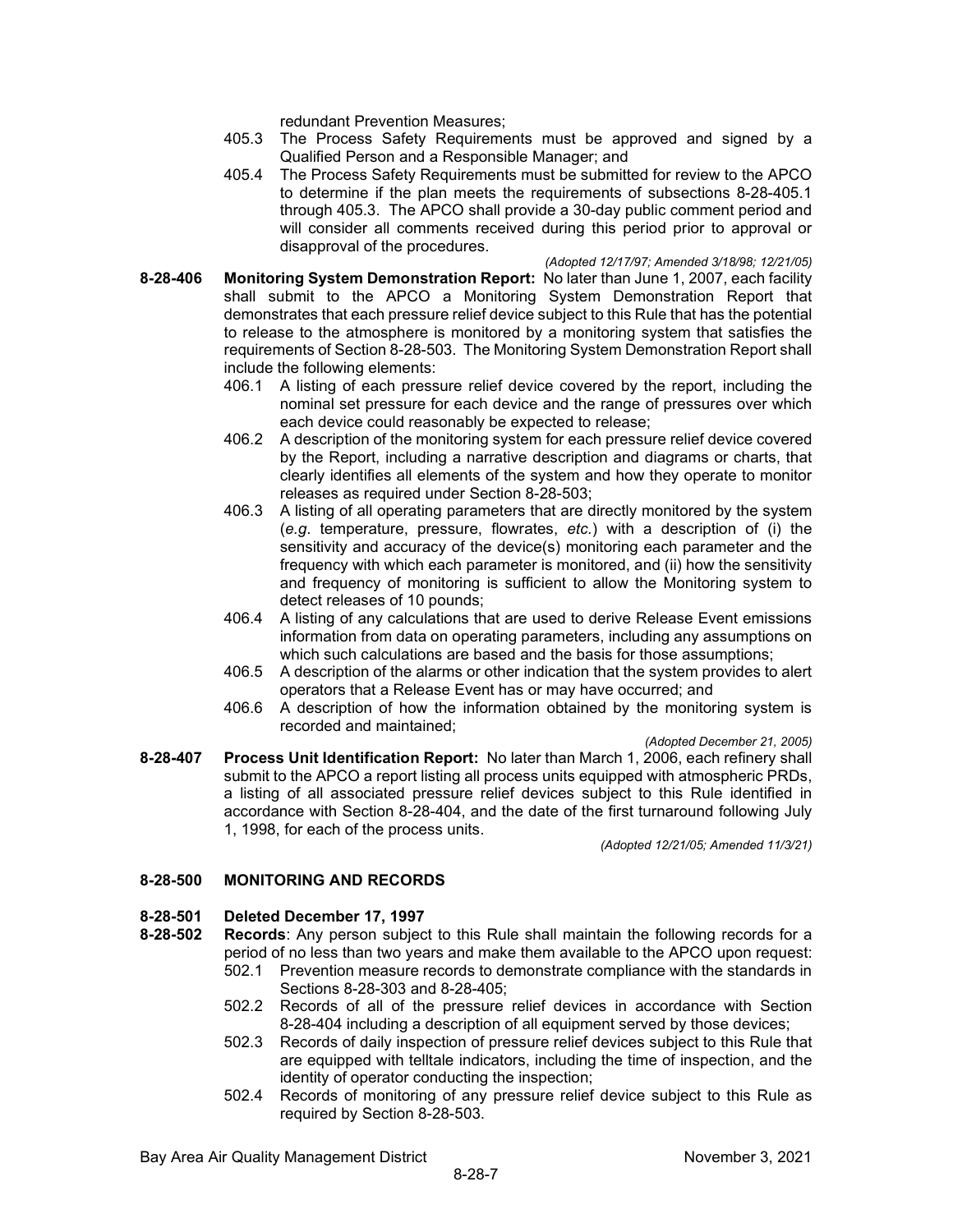redundant Prevention Measures;

405.3 The Process Safety Requirements must be approved and signed by a Qualified Person and a Responsible Manager; and

405.4 The Process Safety Requirements must be submitted for review to the APCO to determine if the plan meets the requirements of subsections 8-28-405.1 through 405.3. The APCO shall provide a 30-day public comment period and will consider all comments received during this period prior to approval or disapproval of the procedures.

*(Adopted 12/17/97; Amended 3/18/98; 12/21/05)*

**8-28-406 Monitoring System Demonstration Report:** No later than June 1, 2007, each facility shall submit to the APCO a Monitoring System Demonstration Report that demonstrates that each pressure relief device subject to this Rule that has the potential to release to the atmosphere is monitored by a monitoring system that satisfies the requirements of Section 8-28-503. The Monitoring System Demonstration Report shall include the following elements:

406.1 A listing of each pressure relief device covered by the report, including the nominal set pressure for each device and the range of pressures over which each device could reasonably be expected to release;

406.2 A description of the monitoring system for each pressure relief device covered by the Report, including a narrative description and diagrams or charts, that clearly identifies all elements of the system and how they operate to monitor releases as required under Section 8-28-503;

406.3 A listing of all operating parameters that are directly monitored by the system (*e.g*. temperature, pressure, flowrates, *etc.*) with a description of (i) the sensitivity and accuracy of the device(s) monitoring each parameter and the frequency with which each parameter is monitored, and (ii) how the sensitivity and frequency of monitoring is sufficient to allow the Monitoring system to detect releases of 10 pounds;

406.4 A listing of any calculations that are used to derive Release Event emissions information from data on operating parameters, including any assumptions on which such calculations are based and the basis for those assumptions;

406.5 A description of the alarms or other indication that the system provides to alert operators that a Release Event has or may have occurred; and

406.6 A description of how the information obtained by the monitoring system is recorded and maintained;

*(Adopted December 21, 2005)*

**8-28-407 Process Unit Identification Report:** No later than March 1, 2006, each refinery shall submit to the APCO a report listing all process units equipped with atmospheric PRDs, a listing of all associated pressure relief devices subject to this Rule identified in accordance with Section 8-28-404, and the date of the first turnaround following July 1, 1998, for each of the process units.

*(Adopted 12/21/05; Amended 11/3/21)*

## 8-28-500 MONITORING AND RECORDS

**8-28-501 Deleted December 17, 1997**

**8-28-502 Records**: Any person subject to this Rule shall maintain the following records for a period of no less than two years and make them available to the APCO upon request:

502.1 Prevention measure records to demonstrate compliance with the standards in Sections 8-28-303 and 8-28-405;

502.2 Records of all of the pressure relief devices in accordance with Section 8-28-404 including a description of all equipment served by those devices;

502.3 Records of daily inspection of pressure relief devices subject to this Rule that are equipped with telltale indicators, including the time of inspection, and the identity of operator conducting the inspection;

502.4 Records of monitoring of any pressure relief device subject to this Rule as required by Section 8-28-503.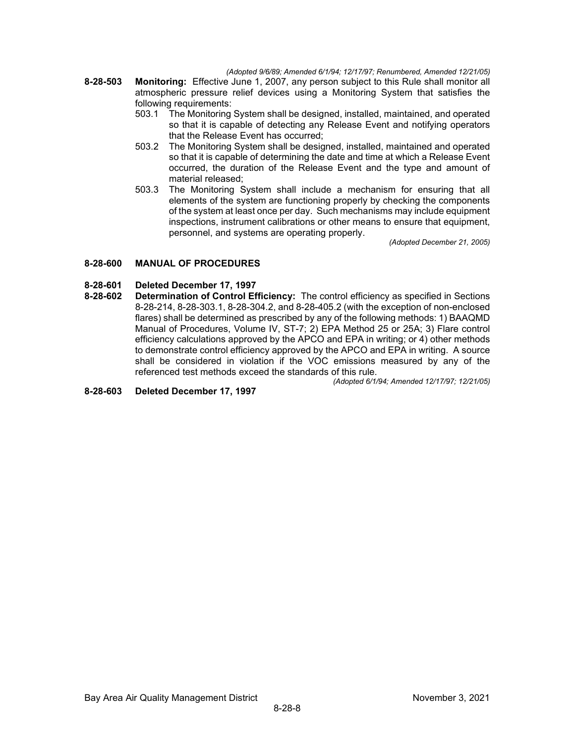*(Adopted 9/6/89; Amended 6/1/94; 12/17/97; Renumbered, Amended 12/21/05)*

**8-28-503 Monitoring:** Effective June 1, 2007, any person subject to this Rule shall monitor all atmospheric pressure relief devices using a Monitoring System that satisfies the following requirements:

503.1 The Monitoring System shall be designed, installed, maintained, and operated so that it is capable of detecting any Release Event and notifying operators that the Release Event has occurred;

503.2 The Monitoring System shall be designed, installed, maintained and operated so that it is capable of determining the date and time at which a Release Event occurred, the duration of the Release Event and the type and amount of material released;

503.3 The Monitoring System shall include a mechanism for ensuring that all elements of the system are functioning properly by checking the components of the system at least once per day. Such mechanisms may include equipment inspections, instrument calibrations or other means to ensure that equipment, personnel, and systems are operating properly.

*(Adopted December 21, 2005)*

## 8-28-600 MANUAL OF PROCEDURES

**8-28-601 Deleted December 17, 1997**

**8-28-602 Determination of Control Efficiency:** The control efficiency as specified in Sections 8-28-214, 8-28-303.1, 8-28-304.2, and 8-28-405.2 (with the exception of non-enclosed flares) shall be determined as prescribed by any of the following methods: 1) BAAQMD Manual of Procedures, Volume IV, ST-7; 2) EPA Method 25 or 25A; 3) Flare control efficiency calculations approved by the APCO and EPA in writing; or 4) other methods to demonstrate control efficiency approved by the APCO and EPA in writing. A source shall be considered in violation if the VOC emissions measured by any of the referenced test methods exceed the standards of this rule.

*(Adopted 6/1/94; Amended 12/17/97; 12/21/05)*

**8-28-603 Deleted December 17, 1997**